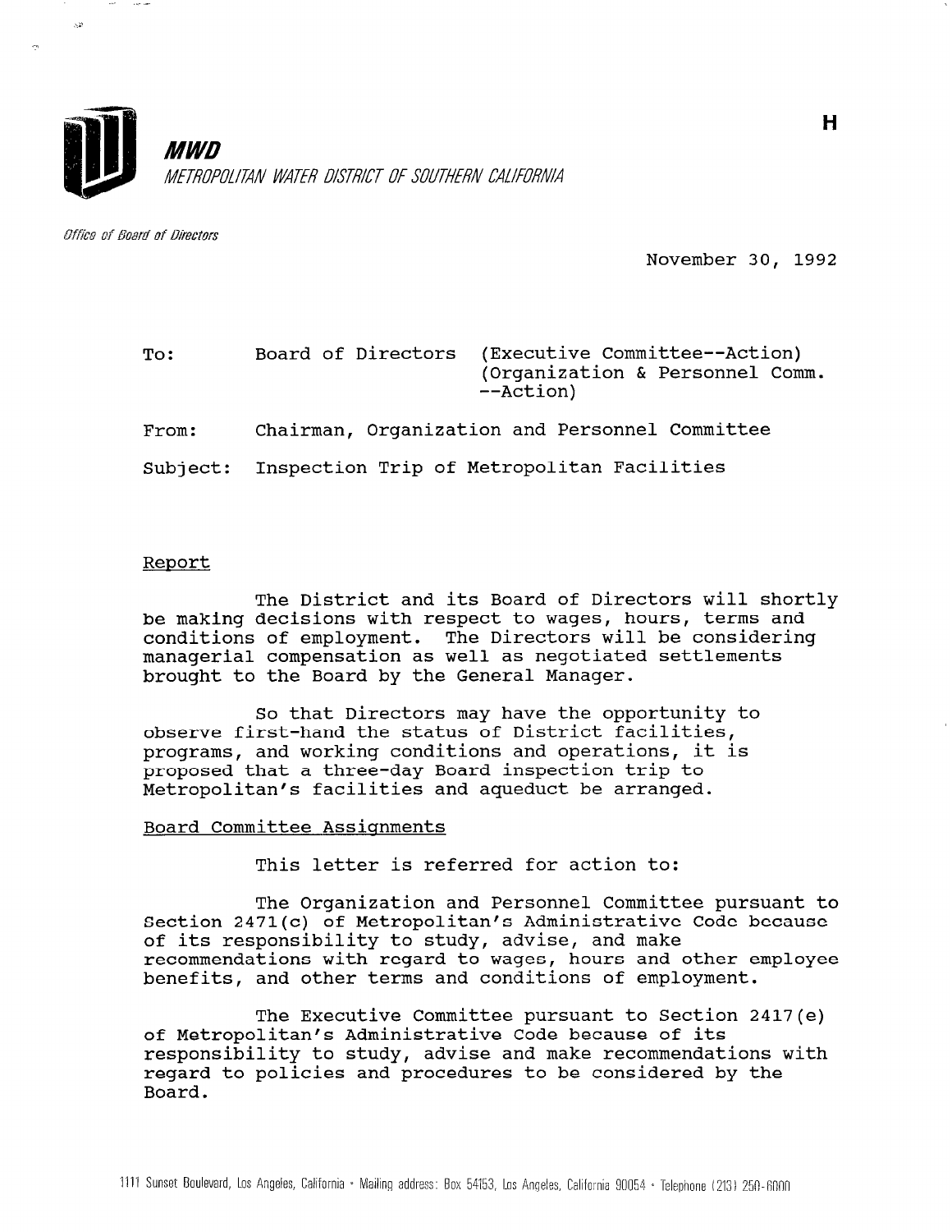**MWD**

*METROPOLITAN WATER DISTRICT OF SOUTHERN CALIFORNIA*

*Office of Board of Directors*

H

November 30, 1992

To: Board of Directors (Executive Committee--Action) (Organization & Personnel Comm. --Action)

From: Chairman, Organization and Personnel Committee

Subject: Inspection Trip of Metropolitan Facilities

Report

The District and its Board of Directors will shortly be making decisions with respect to wages, hours, terms and conditions of employment. The Directors will be considering managerial compensation as well as negotiated settlements brought to the Board by the General Manager.

So that Directors may have the opportunity to observe first-hand the status of District facilities, programs, and working conditions and operations, it is proposed that a three-day Board inspection trip to Metropolitan's facilities and aqueduct be arranged.

Board Committee Assignments

This letter is referred for action to:

The Organization and Personnel Committee pursuant to Section 2471(c) of Metropolitan's Administrative Code because of its responsibility to study, advise, and make recommendations with regard to wages, hours and other employee benefits, and other terms and conditions of employment.

The Executive Committee pursuant to Section 2417(e) of Metropolitan's Administrative Code because of its responsibility to study, advise and make recommendations with regard to policies and procedures to be considered by the Board.

1111 Sunset Boulevard, Los Angeles, California • Mailing address: Box 54153, Los Angeles, California 90054 • Telephone (213) 250-6000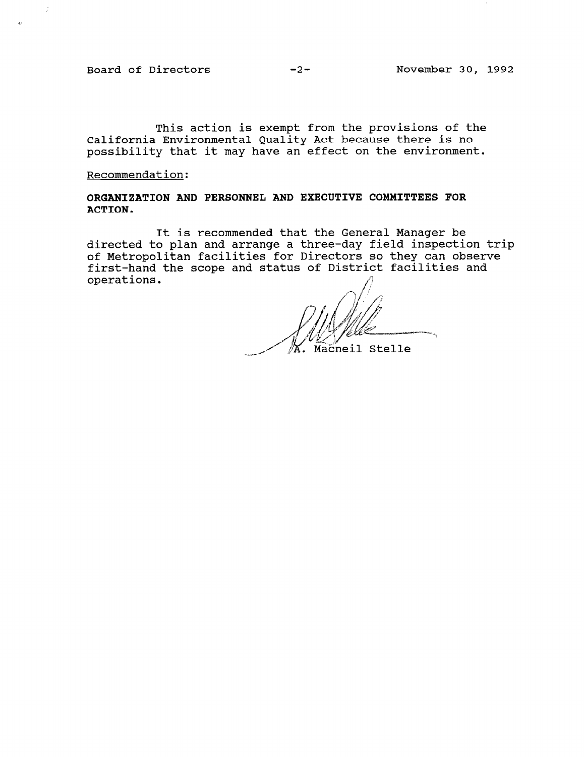This action is exempt from the provisions of the California Environmental Quality Act because there is no possibility that it may have an effect on the environment.

Recommendation:

**ORGANIZATION AND PERSONNEL AND EXECUTIVE COMMITTEES FOR ACTION.**

It is recommended that the General Manager be directed to plan and arrange a three-day field inspection trip of Metropolitan facilities for Directors so they can observe first-hand the scope and status of District facilities and operations.

A. Macneil Stelle